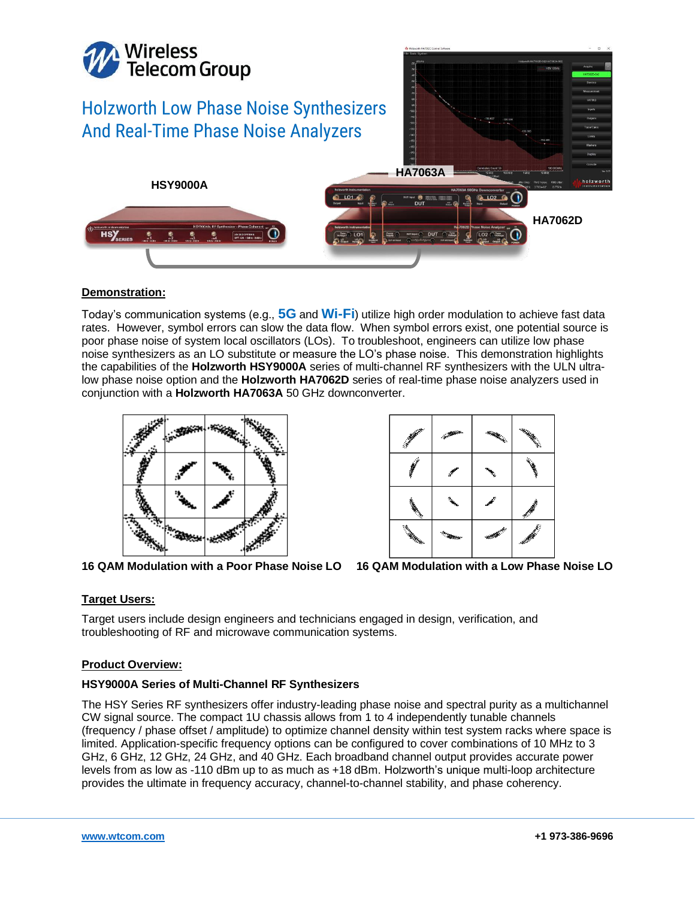Wireless Telecom Group

# Holzworth Low Phase Noise Synthesizers And Real-Time Phase Noise Analyzers

HSY9000A

HA7063A

HA7062D

## Demonstration:

Today's communication systems (e.g., **5G** and **Wi-Fi**) utilize high order modulation to achieve fast data rates. However, symbol errors can slow the data flow. When symbol errors exist, one potential source is poor phase noise of system local oscillators (LOs). To troubleshoot, engineers can utilize low phase noise synthesizers as an LO substitute or measure the LO's phase noise. This demonstration highlights the capabilities of the **Holzworth HSY9000A** series of multi-channel RF synthesizers with the ULN ultra-low phase noise option and the **Holzworth HA7062D** series of real-time phase noise analyzers used in conjunction with a **Holzworth HA7063A** 50 GHz downconverter.

**16 QAM Modulation with a Poor Phase Noise LO**

**16 QAM Modulation with a Low Phase Noise LO**

## Target Users:

Target users include design engineers and technicians engaged in design, verification, and troubleshooting of RF and microwave communication systems.

## Product Overview:

### HSY9000A Series of Multi-Channel RF Synthesizers

The HSY Series RF synthesizers offer industry-leading phase noise and spectral purity as a multichannel CW signal source. The compact 1U chassis allows from 1 to 4 independently tunable channels (frequency / phase offset / amplitude) to optimize channel density within test system racks where space is limited. Application-specific frequency options can be configured to cover combinations of 10 MHz to 3 GHz, 6 GHz, 12 GHz, 24 GHz, and 40 GHz. Each broadband channel output provides accurate power levels from as low as -110 dBm up to as much as +18 dBm. Holzworth's unique multi-loop architecture provides the ultimate in frequency accuracy, channel-to-channel stability, and phase coherency.

www.wtcom.com +1 973-386-9696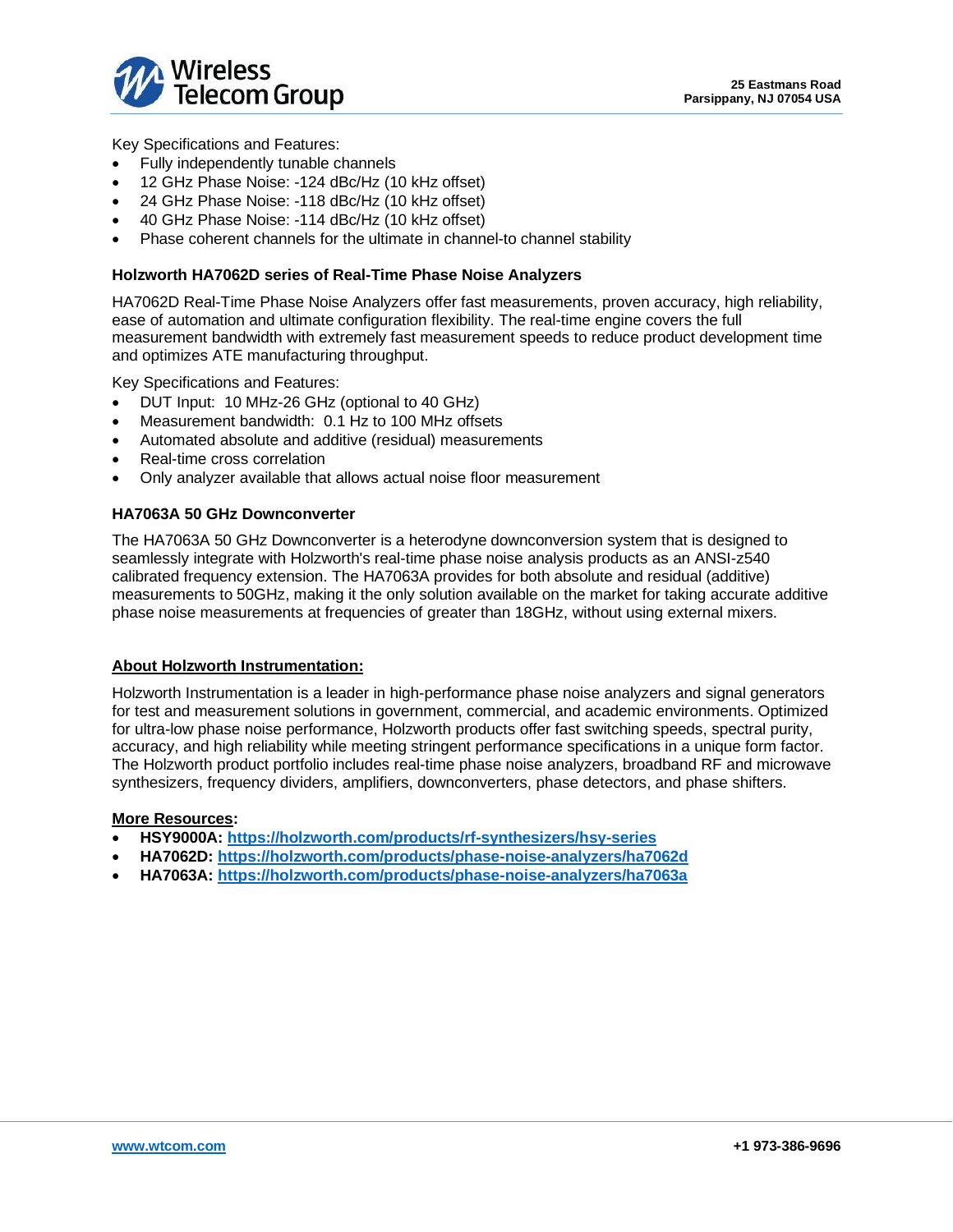Key Specifications and Features:

- Fully independently tunable channels
- 12 GHz Phase Noise: -124 dBc/Hz (10 kHz offset)
- 24 GHz Phase Noise: -118 dBc/Hz (10 kHz offset)
- 40 GHz Phase Noise: -114 dBc/Hz (10 kHz offset)
- Phase coherent channels for the ultimate in channel-to channel stability

**Holzworth HA7062D series of Real-Time Phase Noise Analyzers**

HA7062D Real-Time Phase Noise Analyzers offer fast measurements, proven accuracy, high reliability, ease of automation and ultimate configuration flexibility. The real-time engine covers the full measurement bandwidth with extremely fast measurement speeds to reduce product development time and optimizes ATE manufacturing throughput.

Key Specifications and Features:

- DUT Input: 10 MHz-26 GHz (optional to 40 GHz)
- Measurement bandwidth: 0.1 Hz to 100 MHz offsets
- Automated absolute and additive (residual) measurements
- Real-time cross correlation
- Only analyzer available that allows actual noise floor measurement

**HA7063A 50 GHz Downconverter**

The HA7063A 50 GHz Downconverter is a heterodyne downconversion system that is designed to seamlessly integrate with Holzworth's real-time phase noise analysis products as an ANSI-z540 calibrated frequency extension. The HA7063A provides for both absolute and residual (additive) measurements to 50GHz, making it the only solution available on the market for taking accurate additive phase noise measurements at frequencies of greater than 18GHz, without using external mixers.

**About Holzworth Instrumentation:**

Holzworth Instrumentation is a leader in high-performance phase noise analyzers and signal generators for test and measurement solutions in government, commercial, and academic environments. Optimized for ultra-low phase noise performance, Holzworth products offer fast switching speeds, spectral purity, accuracy, and high reliability while meeting stringent performance specifications in a unique form factor. The Holzworth product portfolio includes real-time phase noise analyzers, broadband RF and microwave synthesizers, frequency dividers, amplifiers, downconverters, phase detectors, and phase shifters.

**More Resources:**

- **HSY9000A: https://holzworth.com/products/rf-synthesizers/hsy-series**
- **HA7062D: https://holzworth.com/products/phase-noise-analyzers/ha7062d**
- **HA7063A: https://holzworth.com/products/phase-noise-analyzers/ha7063a**